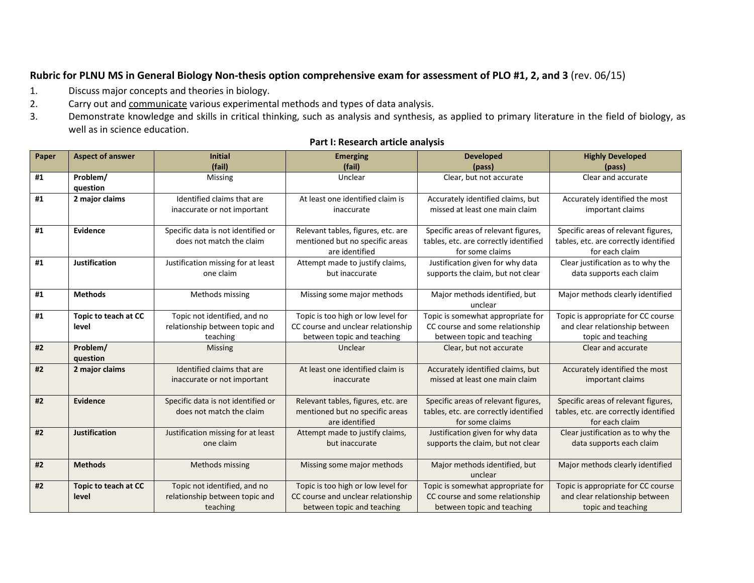**Rubric for PLNU MS in General Biology Non-thesis option comprehensive exam for assessment of PLO #1, 2, and 3** (rev. 06/15)

1. Discuss major concepts and theories in biology.
2. Carry out and <u>communicate</u> various experimental methods and types of data analysis.
3. Demonstrate knowledge and skills in critical thinking, such as analysis and synthesis, as applied to primary literature in the field of biology, as well as in science education.

**Part I: Research article analysis**

| Paper | Aspect of answer | Initial (fail) | Emerging (fail) | Developed (pass) | Highly Developed (pass) |
|---|---|---|---|---|---|
| #1 | **Problem/ question** | Missing | Unclear | Clear, but not accurate | Clear and accurate |
| #1 | **2 major claims** | Identified claims that are inaccurate or not important | At least one identified claim is inaccurate | Accurately identified claims, but missed at least one main claim | Accurately identified the most important claims |
| #1 | **Evidence** | Specific data is not identified or does not match the claim | Relevant tables, figures, etc. are mentioned but no specific areas are identified | Specific areas of relevant figures, tables, etc. are correctly identified for some claims | Specific areas of relevant figures, tables, etc. are correctly identified for each claim |
| #1 | **Justification** | Justification missing for at least one claim | Attempt made to justify claims, but inaccurate | Justification given for why data supports the claim, but not clear | Clear justification as to why the data supports each claim |
| #1 | **Methods** | Methods missing | Missing some major methods | Major methods identified, but unclear | Major methods clearly identified |
| #1 | **Topic to teach at CC level** | Topic not identified, and no relationship between topic and teaching | Topic is too high or low level for CC course and unclear relationship between topic and teaching | Topic is somewhat appropriate for CC course and some relationship between topic and teaching | Topic is appropriate for CC course and clear relationship between topic and teaching |
| #2 | **Problem/ question** | Missing | Unclear | Clear, but not accurate | Clear and accurate |
| #2 | **2 major claims** | Identified claims that are inaccurate or not important | At least one identified claim is inaccurate | Accurately identified claims, but missed at least one main claim | Accurately identified the most important claims |
| #2 | **Evidence** | Specific data is not identified or does not match the claim | Relevant tables, figures, etc. are mentioned but no specific areas are identified | Specific areas of relevant figures, tables, etc. are correctly identified for some claims | Specific areas of relevant figures, tables, etc. are correctly identified for each claim |
| #2 | **Justification** | Justification missing for at least one claim | Attempt made to justify claims, but inaccurate | Justification given for why data supports the claim, but not clear | Clear justification as to why the data supports each claim |
| #2 | **Methods** | Methods missing | Missing some major methods | Major methods identified, but unclear | Major methods clearly identified |
| #2 | **Topic to teach at CC level** | Topic not identified, and no relationship between topic and teaching | Topic is too high or low level for CC course and unclear relationship between topic and teaching | Topic is somewhat appropriate for CC course and some relationship between topic and teaching | Topic is appropriate for CC course and clear relationship between topic and teaching |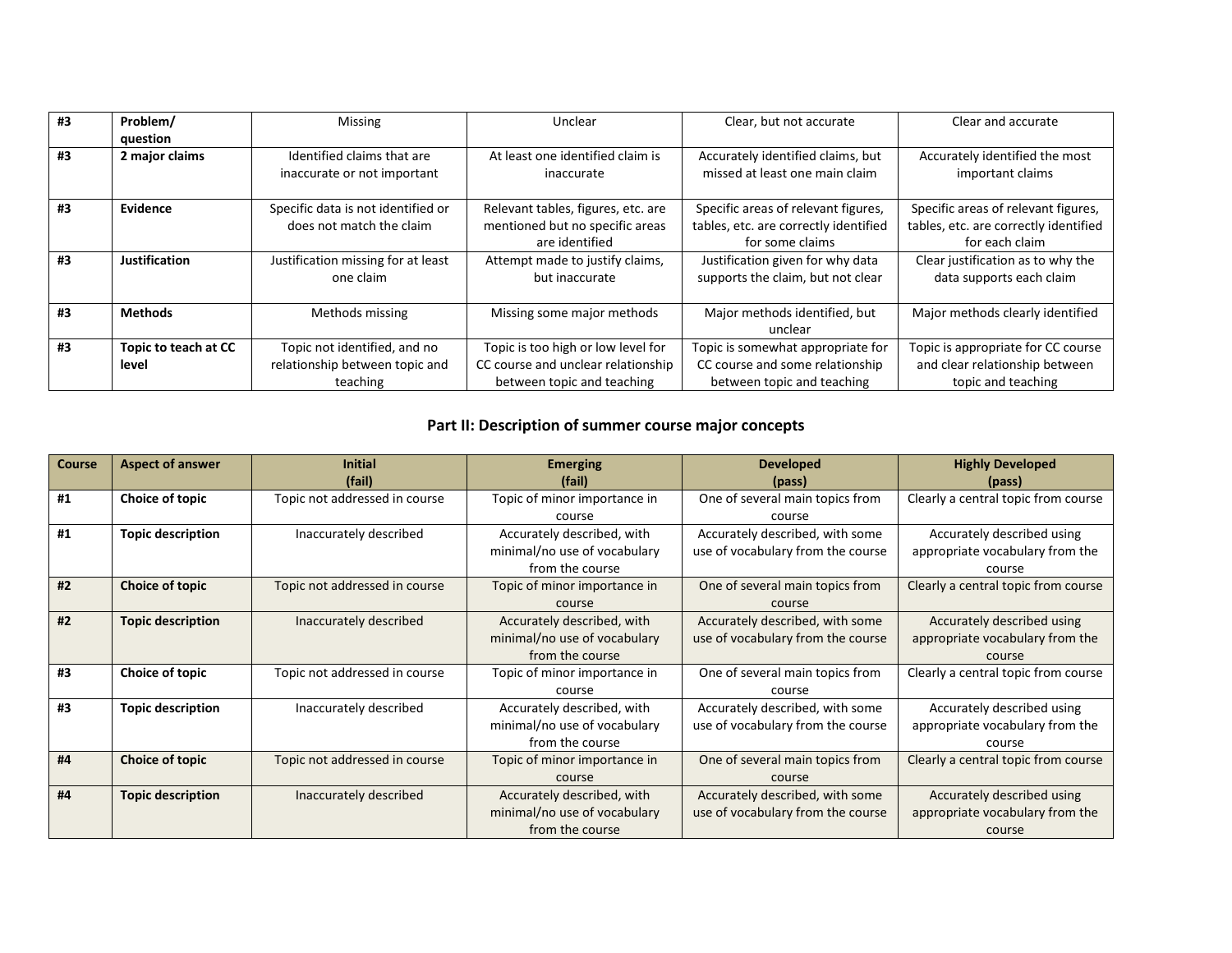| | | | | | |
|---|---|---|---|---|---|
| #3 | Problem/ question | Missing | Unclear | Clear, but not accurate | Clear and accurate |
| #3 | 2 major claims | Identified claims that are inaccurate or not important | At least one identified claim is inaccurate | Accurately identified claims, but missed at least one main claim | Accurately identified the most important claims |
| #3 | Evidence | Specific data is not identified or does not match the claim | Relevant tables, figures, etc. are mentioned but no specific areas are identified | Specific areas of relevant figures, tables, etc. are correctly identified for some claims | Specific areas of relevant figures, tables, etc. are correctly identified for each claim |
| #3 | Justification | Justification missing for at least one claim | Attempt made to justify claims, but inaccurate | Justification given for why data supports the claim, but not clear | Clear justification as to why the data supports each claim |
| #3 | Methods | Methods missing | Missing some major methods | Major methods identified, but unclear | Major methods clearly identified |
| #3 | Topic to teach at CC level | Topic not identified, and no relationship between topic and teaching | Topic is too high or low level for CC course and unclear relationship between topic and teaching | Topic is somewhat appropriate for CC course and some relationship between topic and teaching | Topic is appropriate for CC course and clear relationship between topic and teaching |

## Part II: Description of summer course major concepts

| Course | Aspect of answer | Initial (fail) | Emerging (fail) | Developed (pass) | Highly Developed (pass) |
|---|---|---|---|---|---|
| #1 | Choice of topic | Topic not addressed in course | Topic of minor importance in course | One of several main topics from course | Clearly a central topic from course |
| #1 | Topic description | Inaccurately described | Accurately described, with minimal/no use of vocabulary from the course | Accurately described, with some use of vocabulary from the course | Accurately described using appropriate vocabulary from the course |
| #2 | Choice of topic | Topic not addressed in course | Topic of minor importance in course | One of several main topics from course | Clearly a central topic from course |
| #2 | Topic description | Inaccurately described | Accurately described, with minimal/no use of vocabulary from the course | Accurately described, with some use of vocabulary from the course | Accurately described using appropriate vocabulary from the course |
| #3 | Choice of topic | Topic not addressed in course | Topic of minor importance in course | One of several main topics from course | Clearly a central topic from course |
| #3 | Topic description | Inaccurately described | Accurately described, with minimal/no use of vocabulary from the course | Accurately described, with some use of vocabulary from the course | Accurately described using appropriate vocabulary from the course |
| #4 | Choice of topic | Topic not addressed in course | Topic of minor importance in course | One of several main topics from course | Clearly a central topic from course |
| #4 | Topic description | Inaccurately described | Accurately described, with minimal/no use of vocabulary from the course | Accurately described, with some use of vocabulary from the course | Accurately described using appropriate vocabulary from the course |